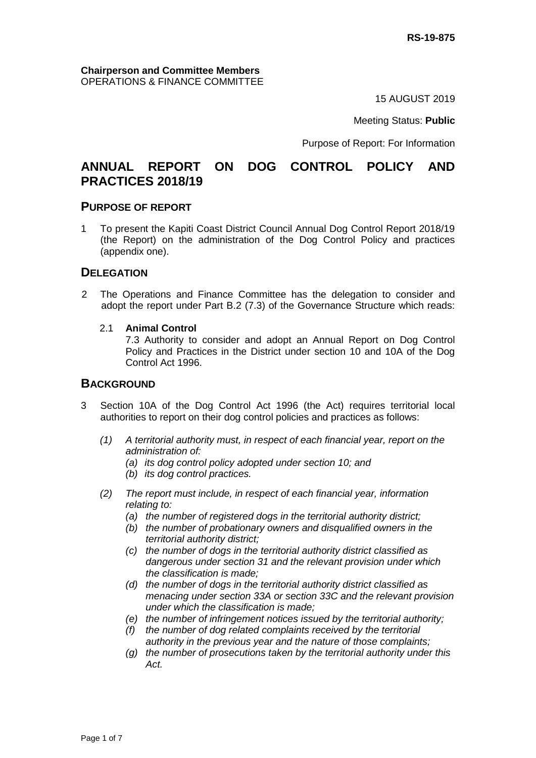RS-19-875

**Chairperson and Committee Members**
OPERATIONS & FINANCE COMMITTEE

15 AUGUST 2019

Meeting Status: **Public**

Purpose of Report: For Information

# ANNUAL REPORT ON DOG CONTROL POLICY AND PRACTICES 2018/19

## PURPOSE OF REPORT

1 To present the Kapiti Coast District Council Annual Dog Control Report 2018/19 (the Report) on the administration of the Dog Control Policy and practices (appendix one).

## DELEGATION

2 The Operations and Finance Committee has the delegation to consider and adopt the report under Part B.2 (7.3) of the Governance Structure which reads:

2.1 **Animal Control**
7.3 Authority to consider and adopt an Annual Report on Dog Control Policy and Practices in the District under section 10 and 10A of the Dog Control Act 1996.

## BACKGROUND

3 Section 10A of the Dog Control Act 1996 (the Act) requires territorial local authorities to report on their dog control policies and practices as follows:

*(1) A territorial authority must, in respect of each financial year, report on the administration of:*
*(a) its dog control policy adopted under section 10; and*
*(b) its dog control practices.*

*(2) The report must include, in respect of each financial year, information relating to:*
*(a) the number of registered dogs in the territorial authority district;*
*(b) the number of probationary owners and disqualified owners in the territorial authority district;*
*(c) the number of dogs in the territorial authority district classified as dangerous under section 31 and the relevant provision under which the classification is made;*
*(d) the number of dogs in the territorial authority district classified as menacing under section 33A or section 33C and the relevant provision under which the classification is made;*
*(e) the number of infringement notices issued by the territorial authority;*
*(f) the number of dog related complaints received by the territorial authority in the previous year and the nature of those complaints;*
*(g) the number of prosecutions taken by the territorial authority under this Act.*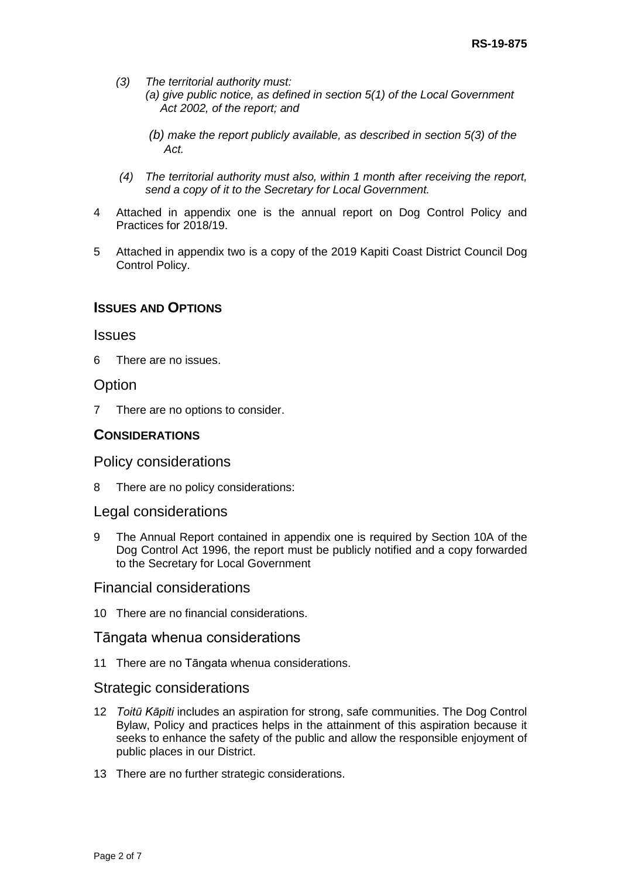*(3) The territorial authority must:*
*(a) give public notice, as defined in section 5(1) of the Local Government Act 2002, of the report; and*

*(b) make the report publicly available, as described in section 5(3) of the Act.*

*(4) The territorial authority must also, within 1 month after receiving the report, send a copy of it to the Secretary for Local Government.*

4 Attached in appendix one is the annual report on Dog Control Policy and Practices for 2018/19.

5 Attached in appendix two is a copy of the 2019 Kapiti Coast District Council Dog Control Policy.

## ISSUES AND OPTIONS

### Issues

6 There are no issues.

### Option

7 There are no options to consider.

## CONSIDERATIONS

### Policy considerations

8 There are no policy considerations:

### Legal considerations

9 The Annual Report contained in appendix one is required by Section 10A of the Dog Control Act 1996, the report must be publicly notified and a copy forwarded to the Secretary for Local Government

### Financial considerations

10 There are no financial considerations.

### Tāngata whenua considerations

11 There are no Tāngata whenua considerations.

### Strategic considerations

12 *Toitū Kāpiti* includes an aspiration for strong, safe communities. The Dog Control Bylaw, Policy and practices helps in the attainment of this aspiration because it seeks to enhance the safety of the public and allow the responsible enjoyment of public places in our District.

13 There are no further strategic considerations.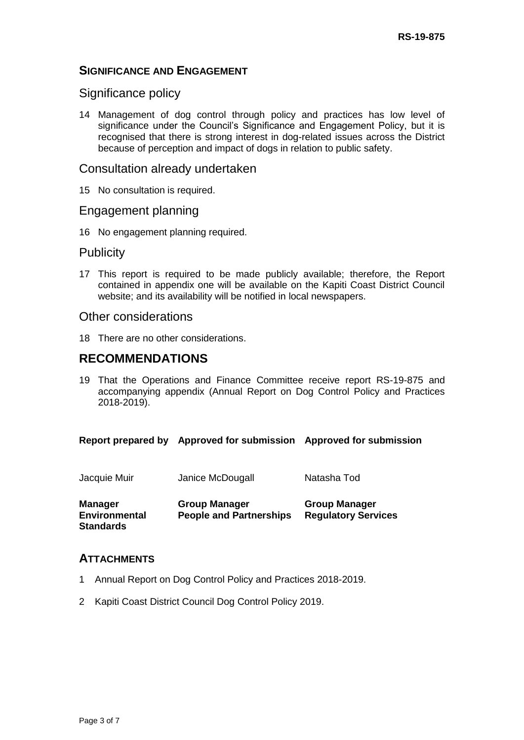## SIGNIFICANCE AND ENGAGEMENT

### Significance policy

14 Management of dog control through policy and practices has low level of significance under the Council's Significance and Engagement Policy, but it is recognised that there is strong interest in dog-related issues across the District because of perception and impact of dogs in relation to public safety.

### Consultation already undertaken

15 No consultation is required.

### Engagement planning

16 No engagement planning required.

### Publicity

17 This report is required to be made publicly available; therefore, the Report contained in appendix one will be available on the Kapiti Coast District Council website; and its availability will be notified in local newspapers.

### Other considerations

18 There are no other considerations.

## RECOMMENDATIONS

19 That the Operations and Finance Committee receive report RS-19-875 and accompanying appendix (Annual Report on Dog Control Policy and Practices 2018-2019).

| Report prepared by | Approved for submission | Approved for submission |
|---|---|---|
| Jacquie Muir | Janice McDougall | Natasha Tod |
| **Manager Environmental Standards** | **Group Manager People and Partnerships** | **Group Manager Regulatory Services** |

## ATTACHMENTS

1 Annual Report on Dog Control Policy and Practices 2018-2019.

2 Kapiti Coast District Council Dog Control Policy 2019.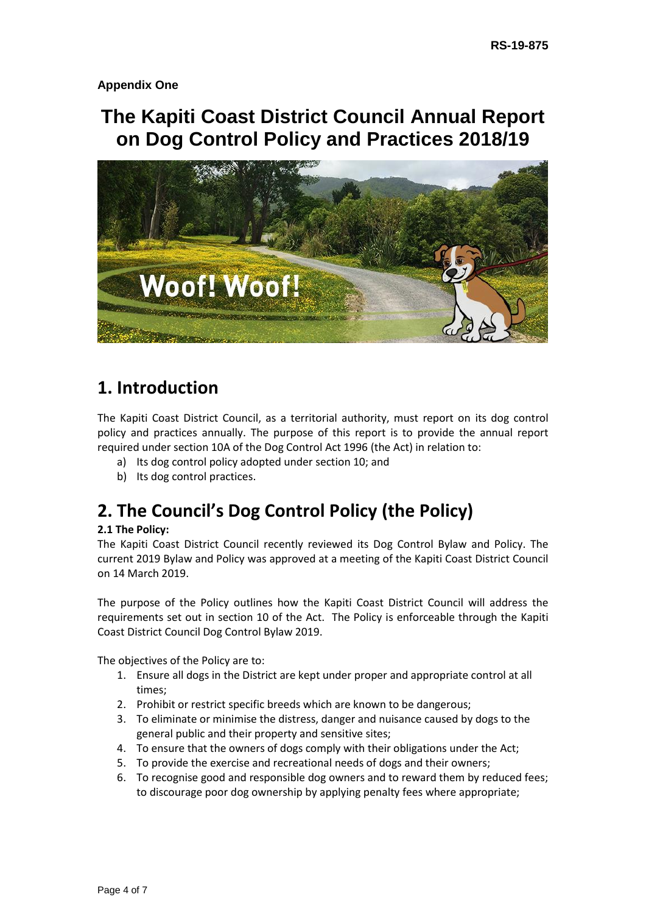**Appendix One**

# The Kapiti Coast District Council Annual Report on Dog Control Policy and Practices 2018/19

## 1. Introduction

The Kapiti Coast District Council, as a territorial authority, must report on its dog control policy and practices annually. The purpose of this report is to provide the annual report required under section 10A of the Dog Control Act 1996 (the Act) in relation to:

a) Its dog control policy adopted under section 10; and
b) Its dog control practices.

## 2. The Council's Dog Control Policy (the Policy)

### 2.1 The Policy:

The Kapiti Coast District Council recently reviewed its Dog Control Bylaw and Policy. The current 2019 Bylaw and Policy was approved at a meeting of the Kapiti Coast District Council on 14 March 2019.

The purpose of the Policy outlines how the Kapiti Coast District Council will address the requirements set out in section 10 of the Act. The Policy is enforceable through the Kapiti Coast District Council Dog Control Bylaw 2019.

The objectives of the Policy are to:

1. Ensure all dogs in the District are kept under proper and appropriate control at all times;
2. Prohibit or restrict specific breeds which are known to be dangerous;
3. To eliminate or minimise the distress, danger and nuisance caused by dogs to the general public and their property and sensitive sites;
4. To ensure that the owners of dogs comply with their obligations under the Act;
5. To provide the exercise and recreational needs of dogs and their owners;
6. To recognise good and responsible dog owners and to reward them by reduced fees; to discourage poor dog ownership by applying penalty fees where appropriate;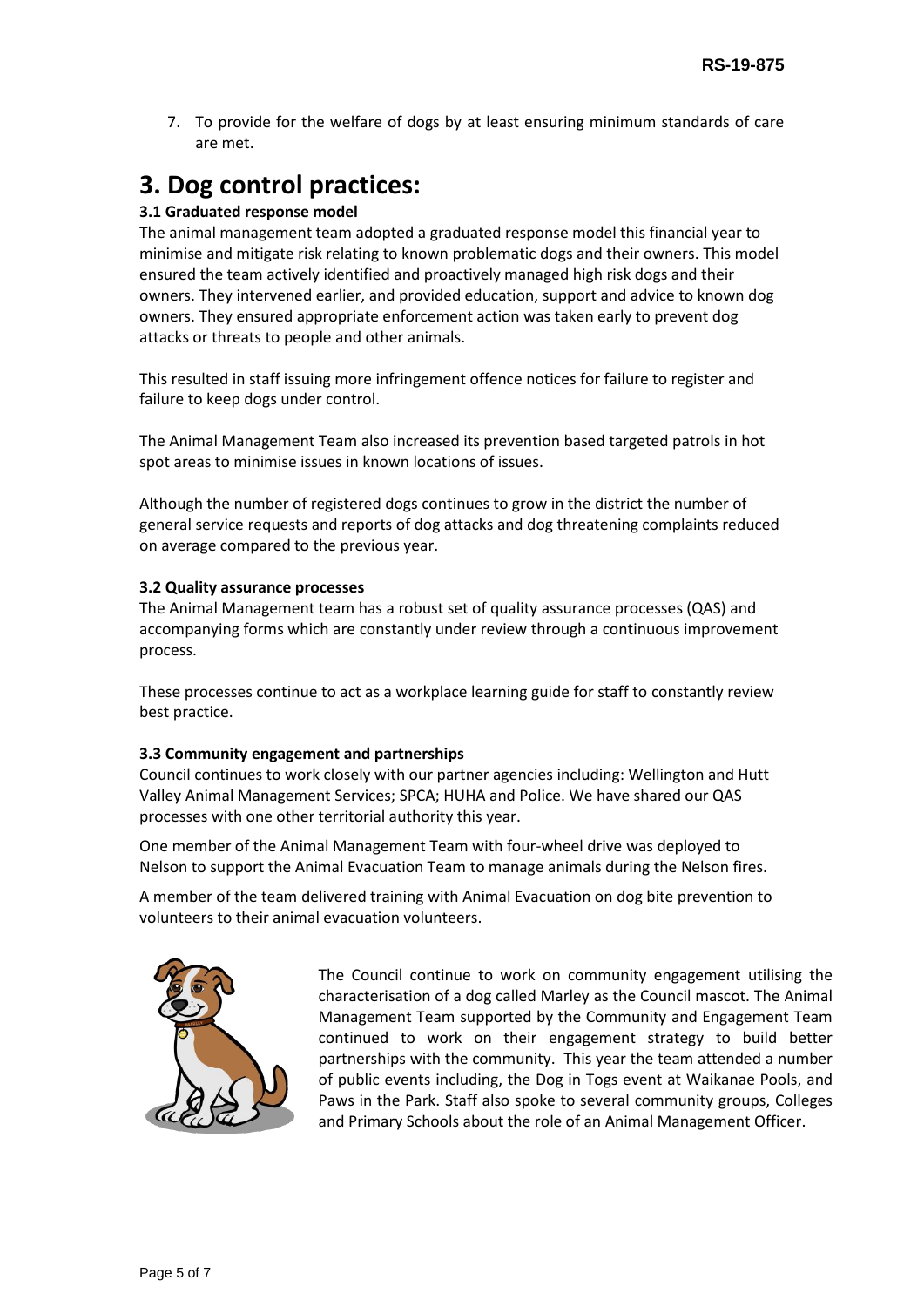7. To provide for the welfare of dogs by at least ensuring minimum standards of care are met.

# 3. Dog control practices:

### 3.1 Graduated response model

The animal management team adopted a graduated response model this financial year to minimise and mitigate risk relating to known problematic dogs and their owners. This model ensured the team actively identified and proactively managed high risk dogs and their owners. They intervened earlier, and provided education, support and advice to known dog owners. They ensured appropriate enforcement action was taken early to prevent dog attacks or threats to people and other animals.

This resulted in staff issuing more infringement offence notices for failure to register and failure to keep dogs under control.

The Animal Management Team also increased its prevention based targeted patrols in hot spot areas to minimise issues in known locations of issues.

Although the number of registered dogs continues to grow in the district the number of general service requests and reports of dog attacks and dog threatening complaints reduced on average compared to the previous year.

### 3.2 Quality assurance processes

The Animal Management team has a robust set of quality assurance processes (QAS) and accompanying forms which are constantly under review through a continuous improvement process.

These processes continue to act as a workplace learning guide for staff to constantly review best practice.

### 3.3 Community engagement and partnerships

Council continues to work closely with our partner agencies including: Wellington and Hutt Valley Animal Management Services; SPCA; HUHA and Police. We have shared our QAS processes with one other territorial authority this year.

One member of the Animal Management Team with four-wheel drive was deployed to Nelson to support the Animal Evacuation Team to manage animals during the Nelson fires.

A member of the team delivered training with Animal Evacuation on dog bite prevention to volunteers to their animal evacuation volunteers.

The Council continue to work on community engagement utilising the characterisation of a dog called Marley as the Council mascot. The Animal Management Team supported by the Community and Engagement Team continued to work on their engagement strategy to build better partnerships with the community. This year the team attended a number of public events including, the Dog in Togs event at Waikanae Pools, and Paws in the Park. Staff also spoke to several community groups, Colleges and Primary Schools about the role of an Animal Management Officer.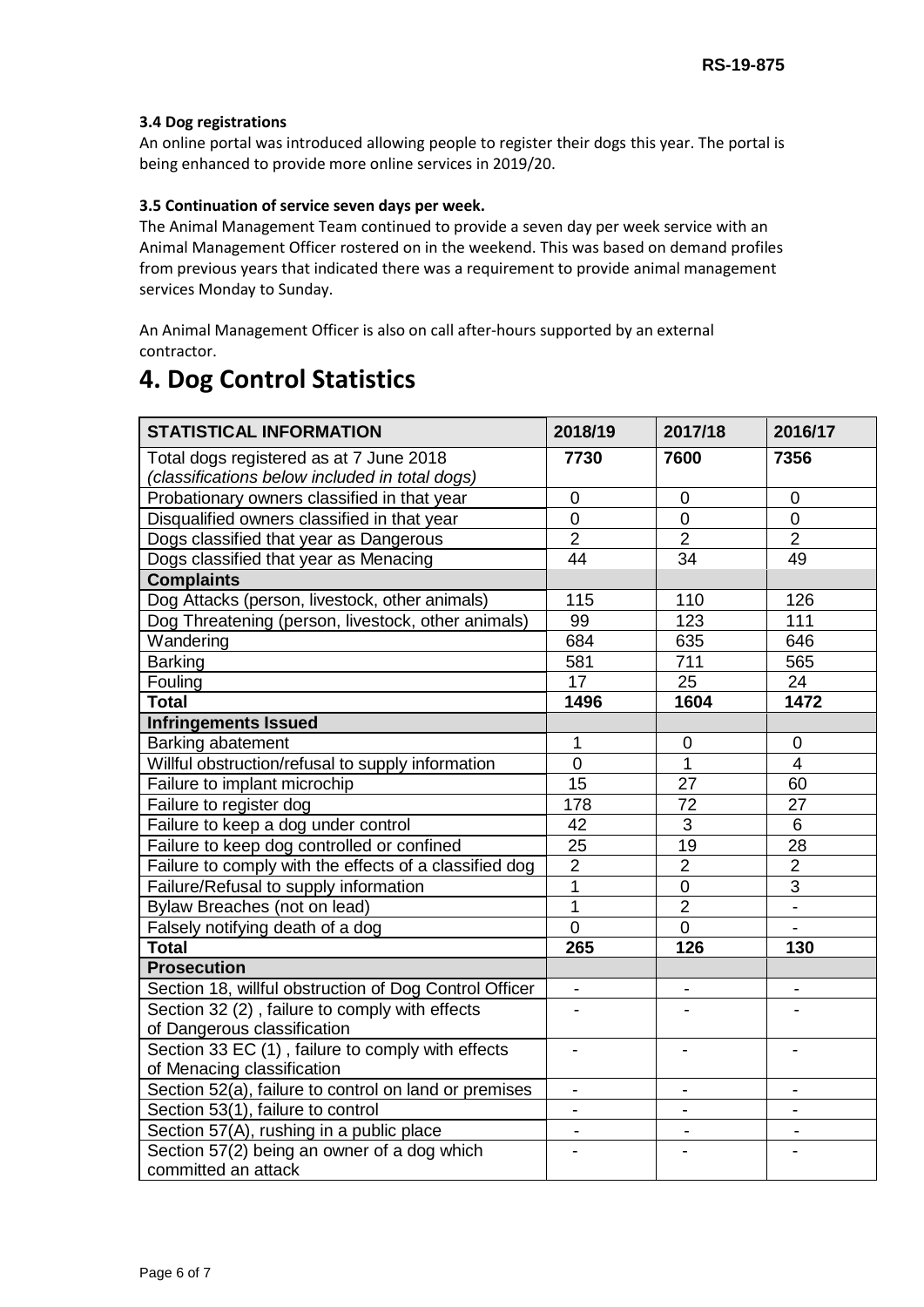### 3.4 Dog registrations

An online portal was introduced allowing people to register their dogs this year. The portal is being enhanced to provide more online services in 2019/20.

### 3.5 Continuation of service seven days per week.

The Animal Management Team continued to provide a seven day per week service with an Animal Management Officer rostered on in the weekend. This was based on demand profiles from previous years that indicated there was a requirement to provide animal management services Monday to Sunday.

An Animal Management Officer is also on call after-hours supported by an external contractor.

# 4. Dog Control Statistics

| STATISTICAL INFORMATION | 2018/19 | 2017/18 | 2016/17 |
|---|---|---|---|
| Total dogs registered as at 7 June 2018 *(classifications below included in total dogs)* | **7730** | **7600** | **7356** |
| Probationary owners classified in that year | 0 | 0 | 0 |
| Disqualified owners classified in that year | 0 | 0 | 0 |
| Dogs classified that year as Dangerous | 2 | 2 | 2 |
| Dogs classified that year as Menacing | 44 | 34 | 49 |
| **Complaints** | | | |
| Dog Attacks (person, livestock, other animals) | 115 | 110 | 126 |
| Dog Threatening (person, livestock, other animals) | 99 | 123 | 111 |
| Wandering | 684 | 635 | 646 |
| Barking | 581 | 711 | 565 |
| Fouling | 17 | 25 | 24 |
| **Total** | **1496** | **1604** | **1472** |
| **Infringements Issued** | | | |
| Barking abatement | 1 | 0 | 0 |
| Willful obstruction/refusal to supply information | 0 | 1 | 4 |
| Failure to implant microchip | 15 | 27 | 60 |
| Failure to register dog | 178 | 72 | 27 |
| Failure to keep a dog under control | 42 | 3 | 6 |
| Failure to keep dog controlled or confined | 25 | 19 | 28 |
| Failure to comply with the effects of a classified dog | 2 | 2 | 2 |
| Failure/Refusal to supply information | 1 | 0 | 3 |
| Bylaw Breaches (not on lead) | 1 | 2 | - |
| Falsely notifying death of a dog | 0 | 0 | - |
| **Total** | **265** | **126** | **130** |
| **Prosecution** | | | |
| Section 18, willful obstruction of Dog Control Officer | - | - | - |
| Section 32 (2) , failure to comply with effects of Dangerous classification | - | - | - |
| Section 33 EC (1) , failure to comply with effects of Menacing classification | - | - | - |
| Section 52(a), failure to control on land or premises | - | - | - |
| Section 53(1), failure to control | - | - | - |
| Section 57(A), rushing in a public place | - | - | - |
| Section 57(2) being an owner of a dog which committed an attack | - | - | - |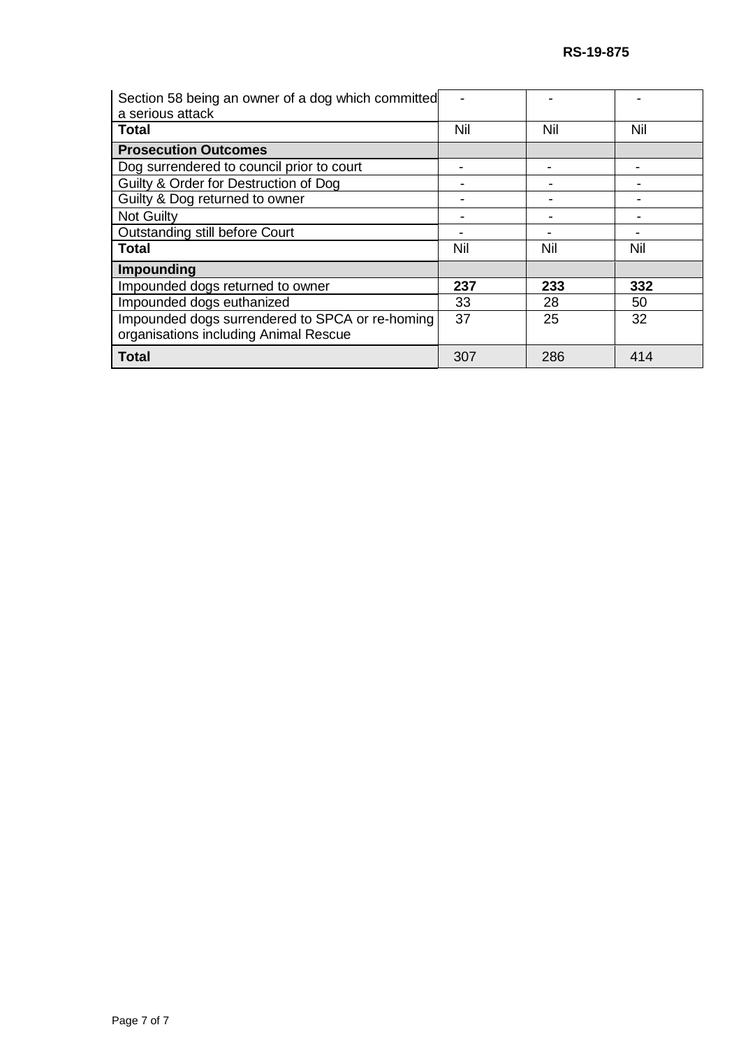| | | | |
|---|---|---|---|
| Section 58 being an owner of a dog which committed a serious attack | - | - | - |
| **Total** | Nil | Nil | Nil |
| **Prosecution Outcomes** | | | |
| Dog surrendered to council prior to court | - | - | - |
| Guilty & Order for Destruction of Dog | - | - | - |
| Guilty & Dog returned to owner | - | - | - |
| Not Guilty | - | - | - |
| Outstanding still before Court | - | - | - |
| **Total** | Nil | Nil | Nil |
| **Impounding** | | | |
| Impounded dogs returned to owner | **237** | **233** | **332** |
| Impounded dogs euthanized | 33 | 28 | 50 |
| Impounded dogs surrendered to SPCA or re-homing organisations including Animal Rescue | 37 | 25 | 32 |
| **Total** | 307 | 286 | 414 |